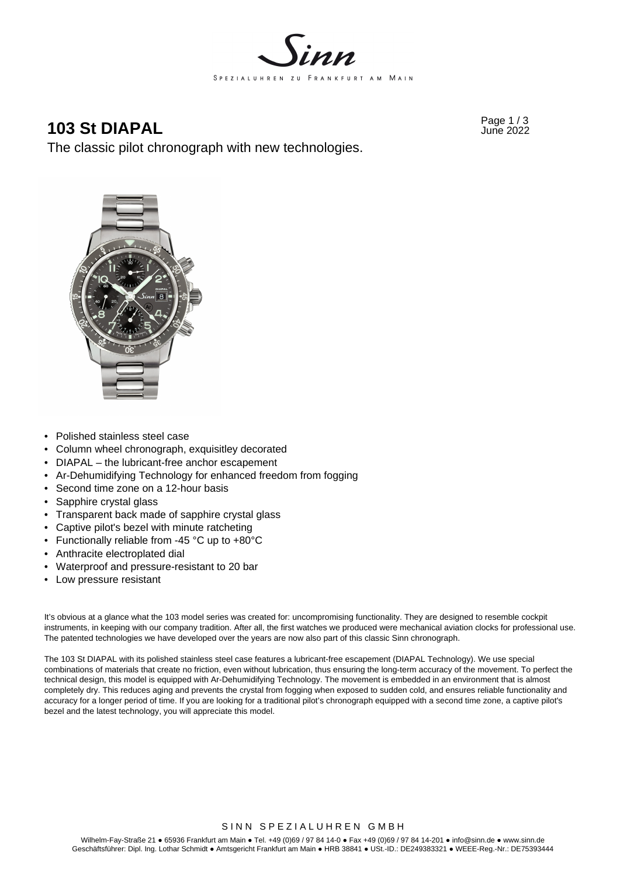# 103 St DIAPAL

June 2022

The classic pilot chronograph with new technologies.

- Polished stainless steel case
- Column wheel chronograph, exquisitley decorated
- DIAPAL – the lubricant-free anchor escapement
- Ar-Dehumidifying Technology for enhanced freedom from fogging
- Second time zone on a 12-hour basis
- Sapphire crystal glass
- Transparent back made of sapphire crystal glass
- Captive pilot's bezel with minute ratcheting
- Functionally reliable from -45 °C up to +80°C
- Anthracite electroplated dial
- Waterproof and pressure-resistant to 20 bar
- Low pressure resistant

It's obvious at a glance what the 103 model series was created for: uncompromising functionality. They are designed to resemble cockpit instruments, in keeping with our company tradition. After all, the first watches we produced were mechanical aviation clocks for professional use. The patented technologies we have developed over the years are now also part of this classic Sinn chronograph.

The 103 St DIAPAL with its polished stainless steel case features a lubricant-free escapement (DIAPAL Technology). We use special combinations of materials that create no friction, even without lubrication, thus ensuring the long-term accuracy of the movement. To perfect the technical design, this model is equipped with Ar-Dehumidifying Technology. The movement is embedded in an environment that is almost completely dry. This reduces aging and prevents the crystal from fogging when exposed to sudden cold, and ensures reliable functionality and accuracy for a longer period of time. If you are looking for a traditional pilot's chronograph equipped with a second time zone, a captive pilot's bezel and the latest technology, you will appreciate this model.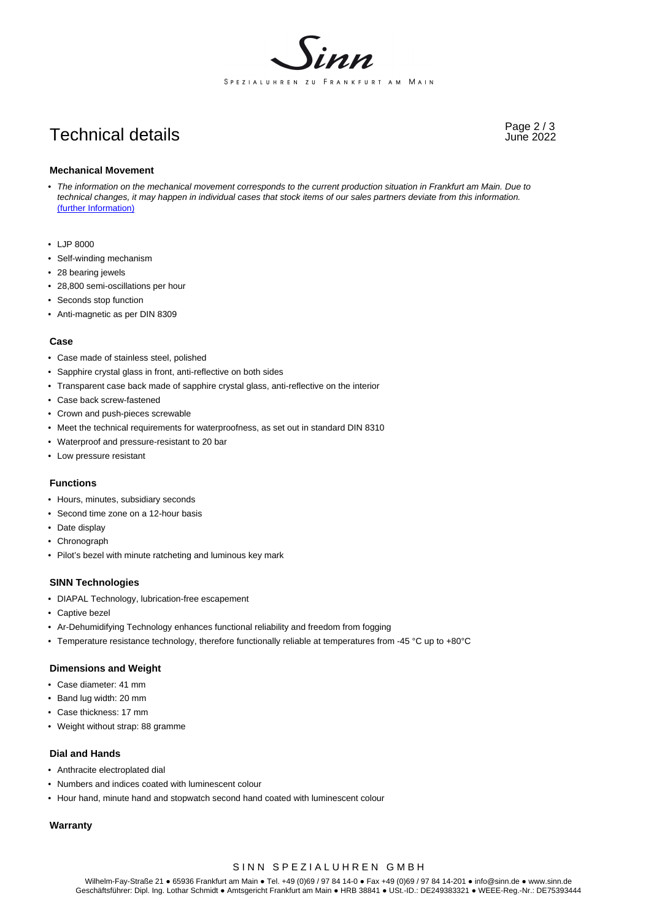# Technical details

## Mechanical Movement

- *The information on the mechanical movement corresponds to the current production situation in Frankfurt am Main. Due to technical changes, it may happen in individual cases that stock items of our sales partners deviate from this information.* [(further Information)]

- LJP 8000
- Self-winding mechanism
- 28 bearing jewels
- 28,800 semi-oscillations per hour
- Seconds stop function
- Anti-magnetic as per DIN 8309

## Case

- Case made of stainless steel, polished
- Sapphire crystal glass in front, anti-reflective on both sides
- Transparent case back made of sapphire crystal glass, anti-reflective on the interior
- Case back screw-fastened
- Crown and push-pieces screwable
- Meet the technical requirements for waterproofness, as set out in standard DIN 8310
- Waterproof and pressure-resistant to 20 bar
- Low pressure resistant

## Functions

- Hours, minutes, subsidiary seconds
- Second time zone on a 12-hour basis
- Date display
- Chronograph
- Pilot's bezel with minute ratcheting and luminous key mark

## SINN Technologies

- DIAPAL Technology, lubrication-free escapement
- Captive bezel
- Ar-Dehumidifying Technology enhances functional reliability and freedom from fogging
- Temperature resistance technology, therefore functionally reliable at temperatures from -45 °C up to +80°C

## Dimensions and Weight

- Case diameter: 41 mm
- Band lug width: 20 mm
- Case thickness: 17 mm
- Weight without strap: 88 gramme

## Dial and Hands

- Anthracite electroplated dial
- Numbers and indices coated with luminescent colour
- Hour hand, minute hand and stopwatch second hand coated with luminescent colour

## Warranty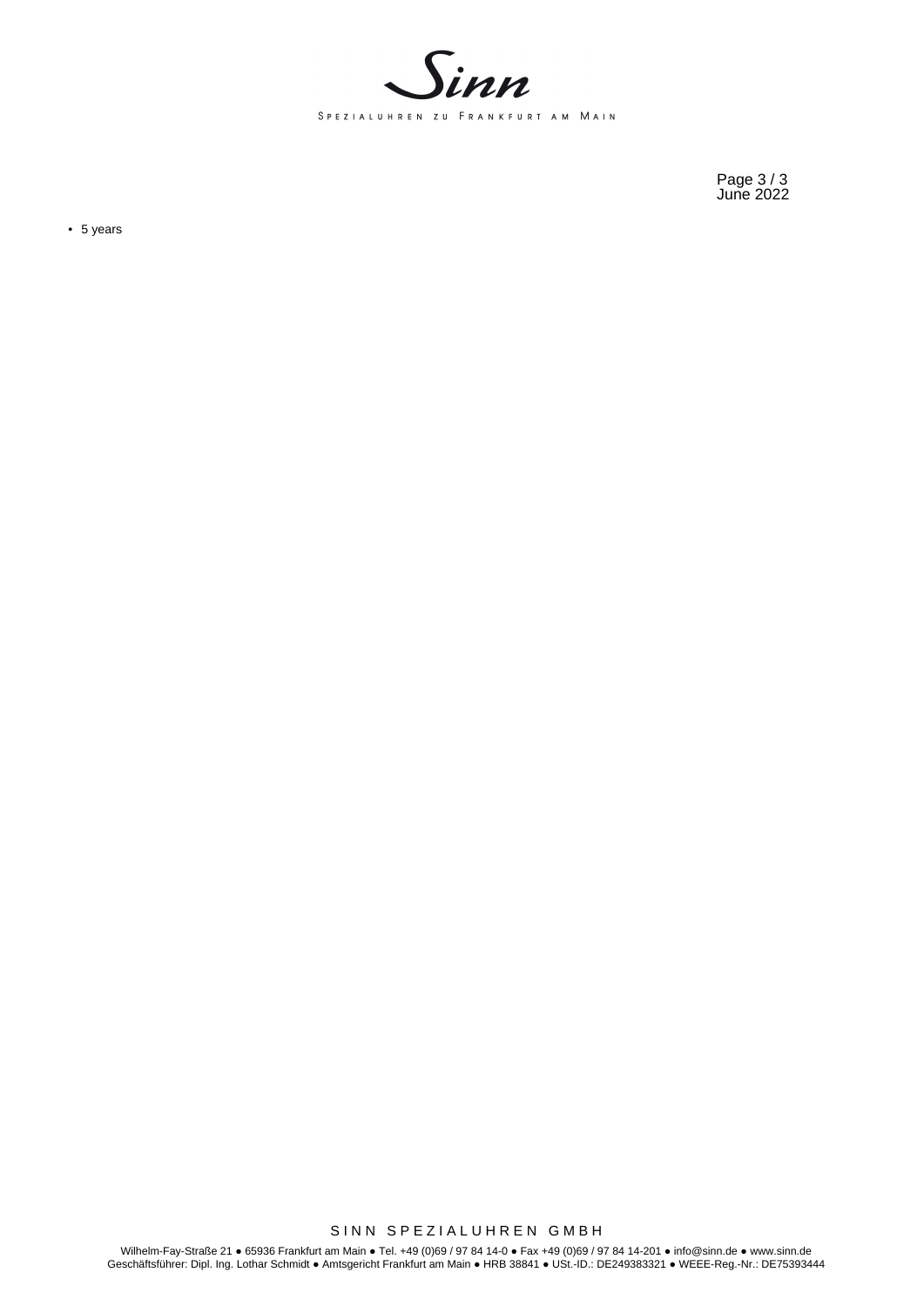- 5 years